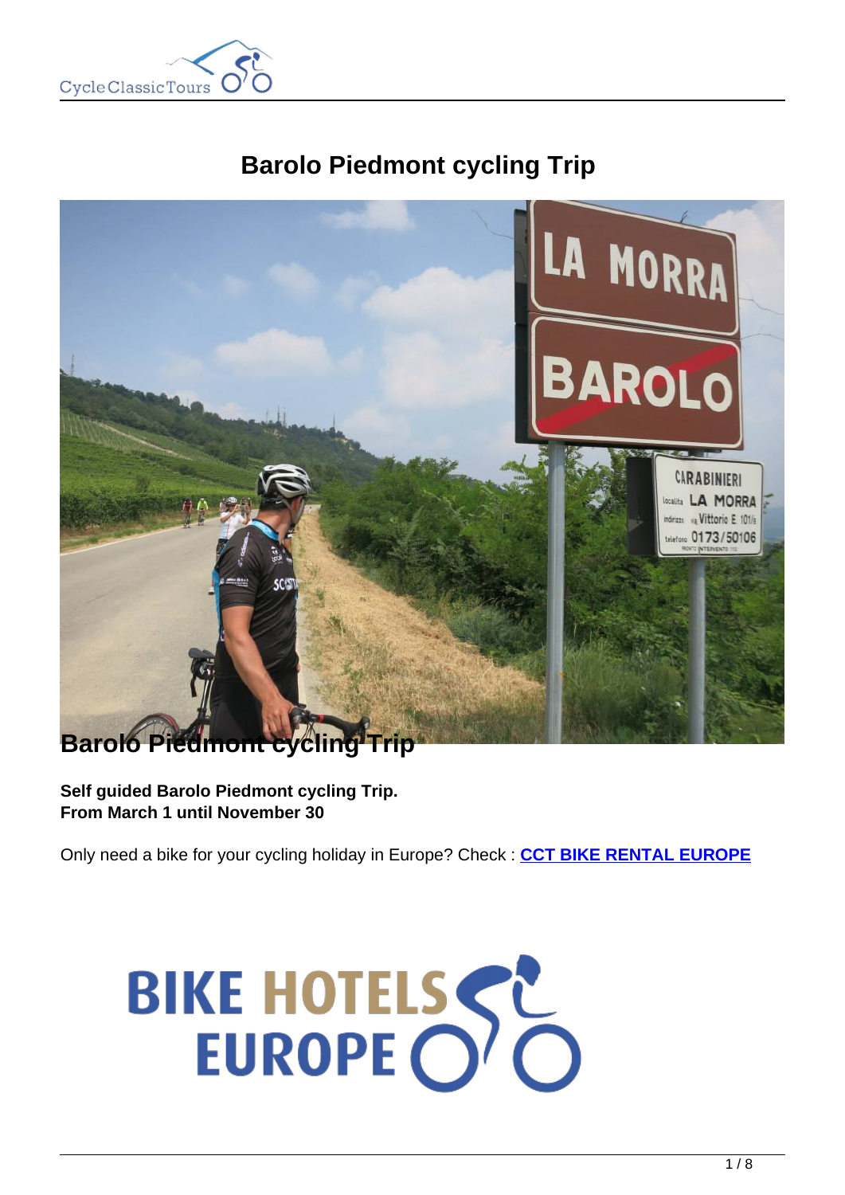# Barolo Piedmont cycling Trip

## Barolo Piedmont cycling Trip

**Self guided Barolo Piedmont cycling Trip.**
**From March 1 until November 30**

Only need a bike for your cycling holiday in Europe? Check : **CCT BIKE RENTAL EUROPE**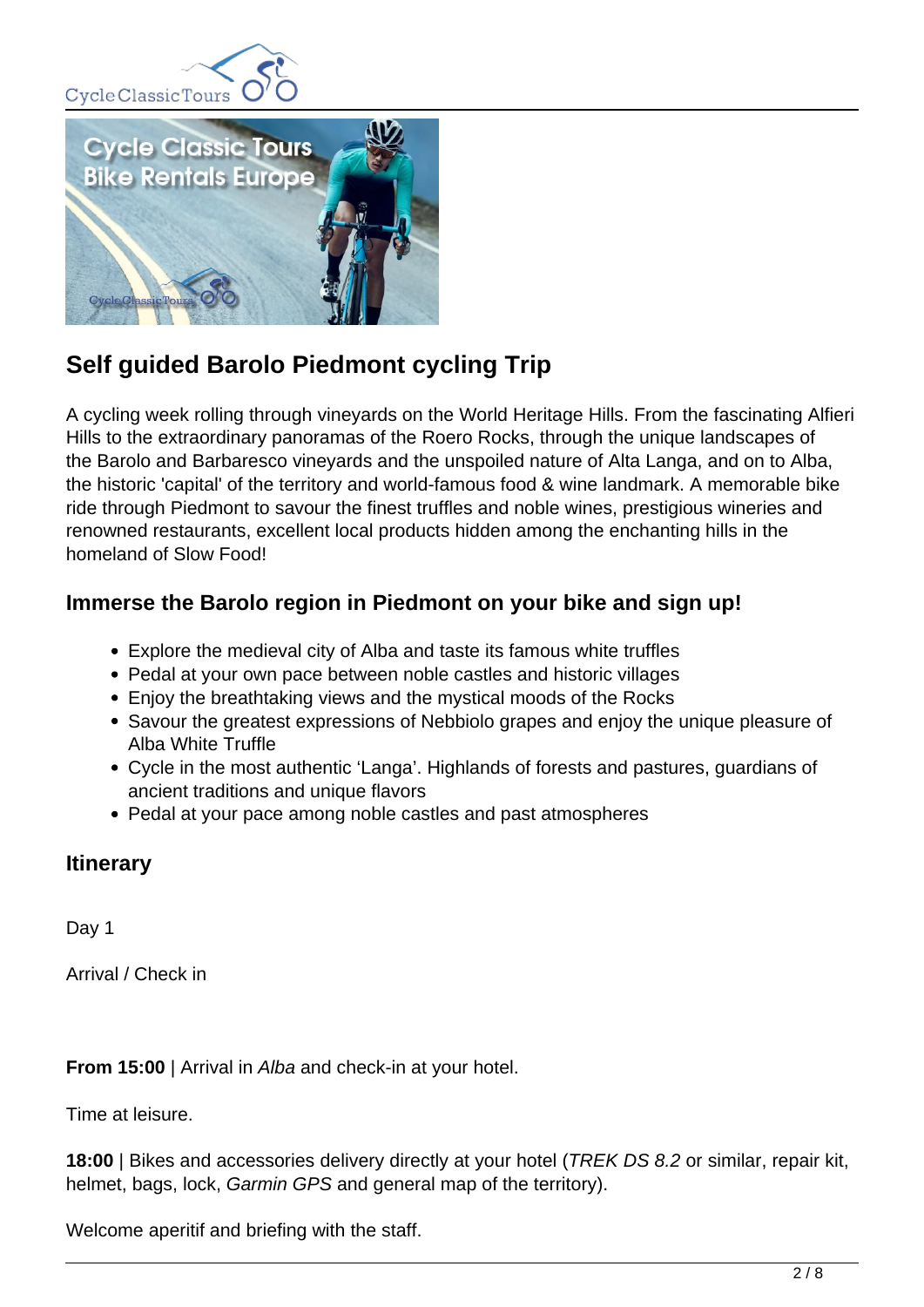## Self guided Barolo Piedmont cycling Trip

A cycling week rolling through vineyards on the World Heritage Hills. From the fascinating Alfieri Hills to the extraordinary panoramas of the Roero Rocks, through the unique landscapes of the Barolo and Barbaresco vineyards and the unspoiled nature of Alta Langa, and on to Alba, the historic 'capital' of the territory and world-famous food & wine landmark. A memorable bike ride through Piedmont to savour the finest truffles and noble wines, prestigious wineries and renowned restaurants, excellent local products hidden among the enchanting hills in the homeland of Slow Food!

### Immerse the Barolo region in Piedmont on your bike and sign up!

- Explore the medieval city of Alba and taste its famous white truffles
- Pedal at your own pace between noble castles and historic villages
- Enjoy the breathtaking views and the mystical moods of the Rocks
- Savour the greatest expressions of Nebbiolo grapes and enjoy the unique pleasure of Alba White Truffle
- Cycle in the most authentic 'Langa'. Highlands of forests and pastures, guardians of ancient traditions and unique flavors
- Pedal at your pace among noble castles and past atmospheres

### Itinerary

Day 1

Arrival / Check in

**From 15:00** | Arrival in *Alba* and check-in at your hotel.

Time at leisure.

**18:00** | Bikes and accessories delivery directly at your hotel (*TREK DS 8.2* or similar, repair kit, helmet, bags, lock, *Garmin GPS* and general map of the territory).

Welcome aperitif and briefing with the staff.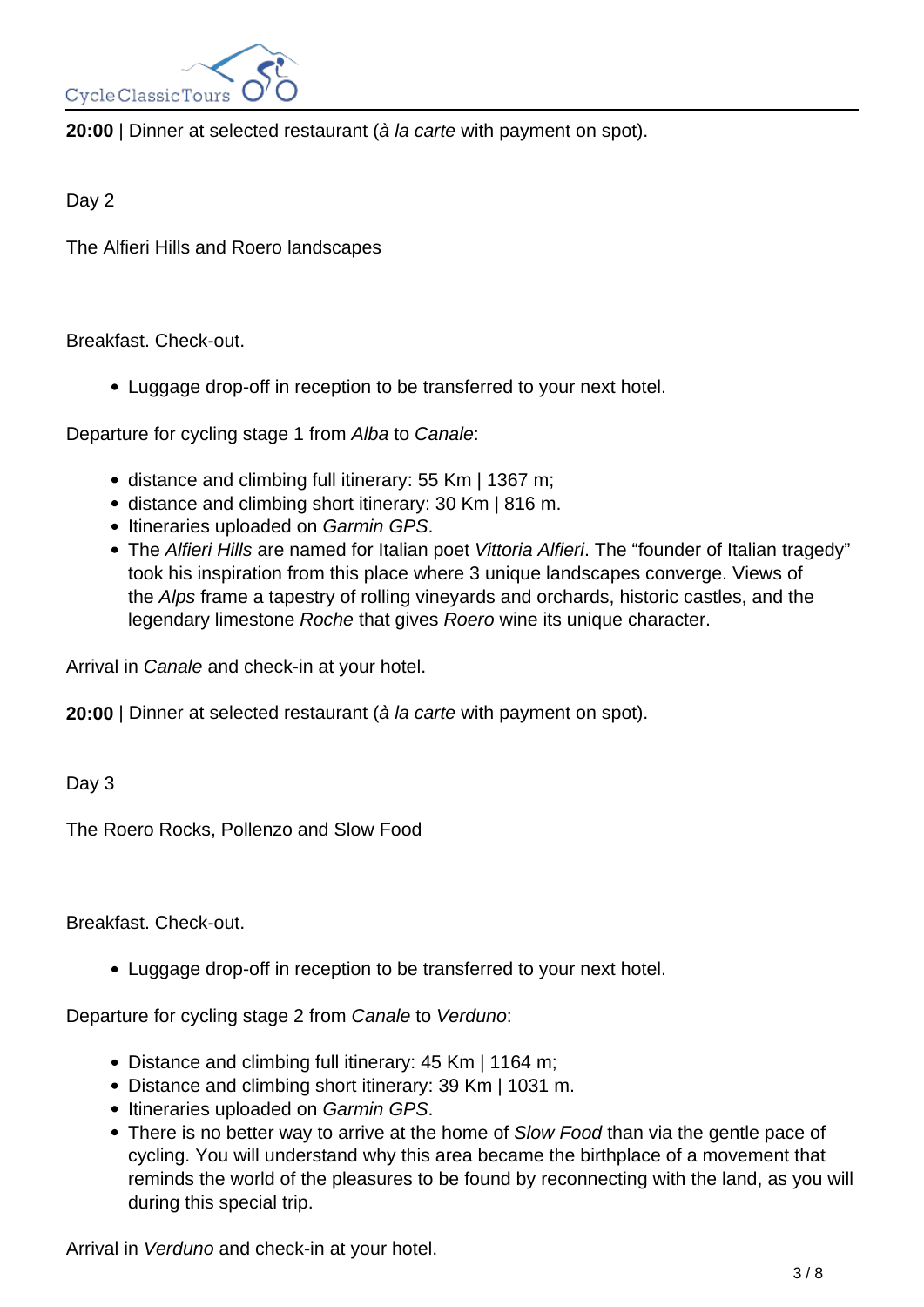**20:00** | Dinner at selected restaurant (*à la carte* with payment on spot).

Day 2

The Alfieri Hills and Roero landscapes

Breakfast. Check-out.

- Luggage drop-off in reception to be transferred to your next hotel.

Departure for cycling stage 1 from *Alba* to *Canale*:

- distance and climbing full itinerary: 55 Km | 1367 m;
- distance and climbing short itinerary: 30 Km | 816 m.
- Itineraries uploaded on *Garmin GPS*.
- The *Alfieri Hills* are named for Italian poet *Vittoria Alfieri*. The “founder of Italian tragedy” took his inspiration from this place where 3 unique landscapes converge. Views of the *Alps* frame a tapestry of rolling vineyards and orchards, historic castles, and the legendary limestone *Roche* that gives *Roero* wine its unique character.

Arrival in *Canale* and check-in at your hotel.

**20:00** | Dinner at selected restaurant (*à la carte* with payment on spot).

Day 3

The Roero Rocks, Pollenzo and Slow Food

Breakfast. Check-out.

- Luggage drop-off in reception to be transferred to your next hotel.

Departure for cycling stage 2 from *Canale* to *Verduno*:

- Distance and climbing full itinerary: 45 Km | 1164 m;
- Distance and climbing short itinerary: 39 Km | 1031 m.
- Itineraries uploaded on *Garmin GPS*.
- There is no better way to arrive at the home of *Slow Food* than via the gentle pace of cycling. You will understand why this area became the birthplace of a movement that reminds the world of the pleasures to be found by reconnecting with the land, as you will during this special trip.

Arrival in *Verduno* and check-in at your hotel.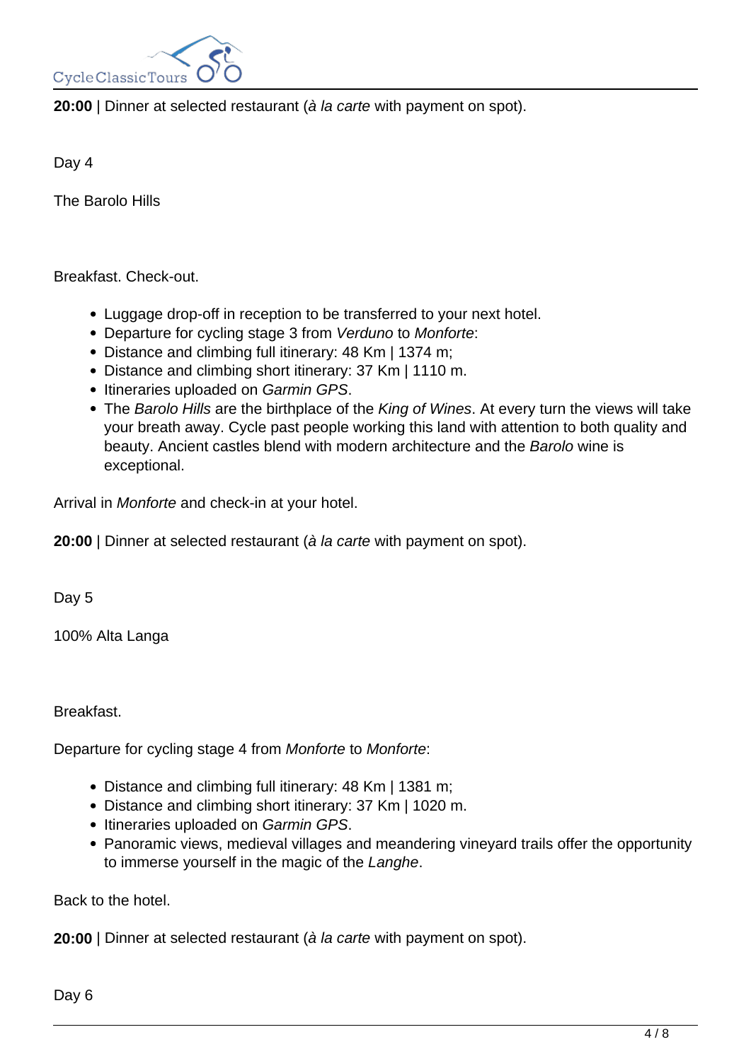**20:00** | Dinner at selected restaurant (*à la carte* with payment on spot).

Day 4

The Barolo Hills

Breakfast. Check-out.

- Luggage drop-off in reception to be transferred to your next hotel.
- Departure for cycling stage 3 from *Verduno* to *Monforte*:
- Distance and climbing full itinerary: 48 Km | 1374 m;
- Distance and climbing short itinerary: 37 Km | 1110 m.
- Itineraries uploaded on *Garmin GPS*.
- The *Barolo Hills* are the birthplace of the *King of Wines*. At every turn the views will take your breath away. Cycle past people working this land with attention to both quality and beauty. Ancient castles blend with modern architecture and the *Barolo* wine is exceptional.

Arrival in *Monforte* and check-in at your hotel.

**20:00** | Dinner at selected restaurant (*à la carte* with payment on spot).

Day 5

100% Alta Langa

Breakfast.

Departure for cycling stage 4 from *Monforte* to *Monforte*:

- Distance and climbing full itinerary: 48 Km | 1381 m;
- Distance and climbing short itinerary: 37 Km | 1020 m.
- Itineraries uploaded on *Garmin GPS*.
- Panoramic views, medieval villages and meandering vineyard trails offer the opportunity to immerse yourself in the magic of the *Langhe*.

Back to the hotel.

**20:00** | Dinner at selected restaurant (*à la carte* with payment on spot).

Day 6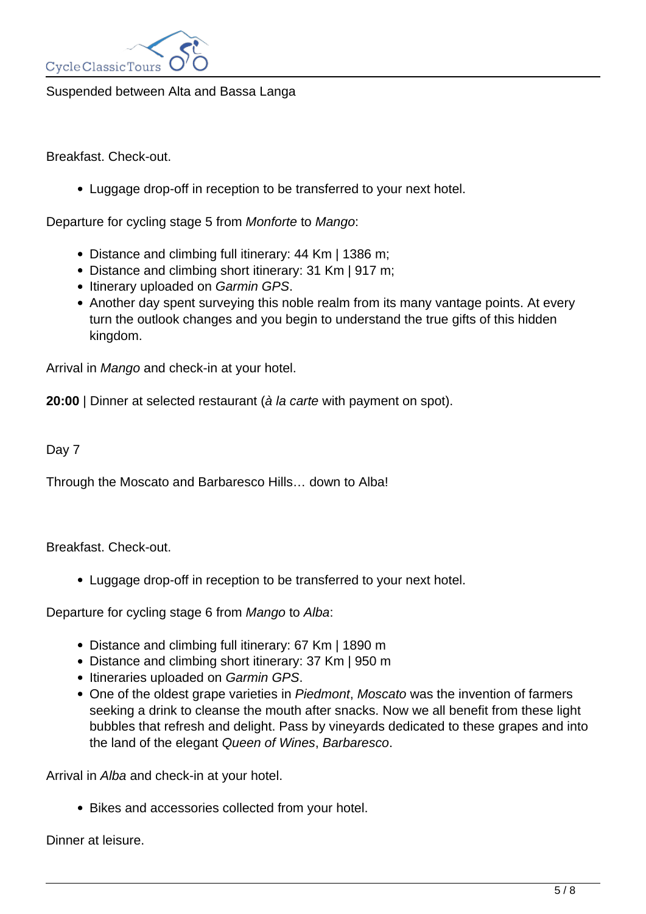Suspended between Alta and Bassa Langa

Breakfast. Check-out.

- Luggage drop-off in reception to be transferred to your next hotel.

Departure for cycling stage 5 from *Monforte* to *Mango*:

- Distance and climbing full itinerary: 44 Km | 1386 m;
- Distance and climbing short itinerary: 31 Km | 917 m;
- Itinerary uploaded on *Garmin GPS*.
- Another day spent surveying this noble realm from its many vantage points. At every turn the outlook changes and you begin to understand the true gifts of this hidden kingdom.

Arrival in *Mango* and check-in at your hotel.

**20:00** | Dinner at selected restaurant (*à la carte* with payment on spot).

Day 7

Through the Moscato and Barbaresco Hills… down to Alba!

Breakfast. Check-out.

- Luggage drop-off in reception to be transferred to your next hotel.

Departure for cycling stage 6 from *Mango* to *Alba*:

- Distance and climbing full itinerary: 67 Km | 1890 m
- Distance and climbing short itinerary: 37 Km | 950 m
- Itineraries uploaded on *Garmin GPS*.
- One of the oldest grape varieties in *Piedmont*, *Moscato* was the invention of farmers seeking a drink to cleanse the mouth after snacks. Now we all benefit from these light bubbles that refresh and delight. Pass by vineyards dedicated to these grapes and into the land of the elegant *Queen of Wines*, *Barbaresco*.

Arrival in *Alba* and check-in at your hotel.

- Bikes and accessories collected from your hotel.

Dinner at leisure.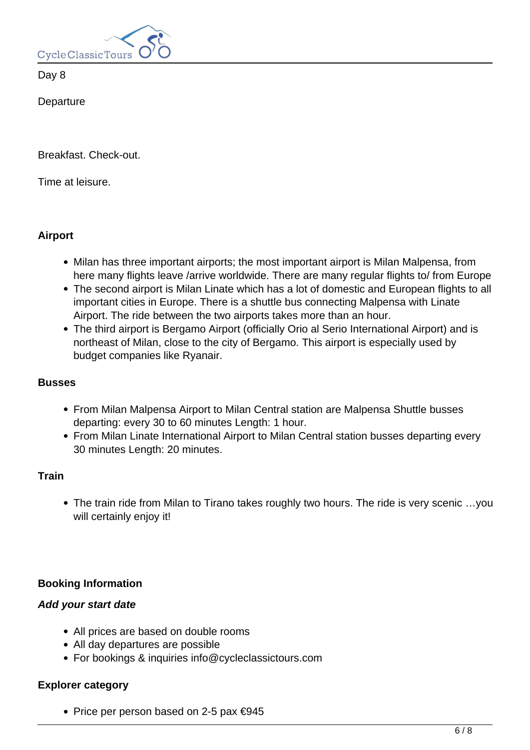Day 8

Departure

Breakfast. Check-out.

Time at leisure.

**Airport**

- Milan has three important airports; the most important airport is Milan Malpensa, from here many flights leave /arrive worldwide. There are many regular flights to/ from Europe
- The second airport is Milan Linate which has a lot of domestic and European flights to all important cities in Europe. There is a shuttle bus connecting Malpensa with Linate Airport. The ride between the two airports takes more than an hour.
- The third airport is Bergamo Airport (officially Orio al Serio International Airport) and is northeast of Milan, close to the city of Bergamo. This airport is especially used by budget companies like Ryanair.

**Busses**

- From Milan Malpensa Airport to Milan Central station are Malpensa Shuttle busses departing: every 30 to 60 minutes Length: 1 hour.
- From Milan Linate International Airport to Milan Central station busses departing every 30 minutes Length: 20 minutes.

**Train**

- The train ride from Milan to Tirano takes roughly two hours. The ride is very scenic …you will certainly enjoy it!

**Booking Information**

***Add your start date***

- All prices are based on double rooms
- All day departures are possible
- For bookings & inquiries info@cycleclassictours.com

**Explorer category**

- Price per person based on 2-5 pax €945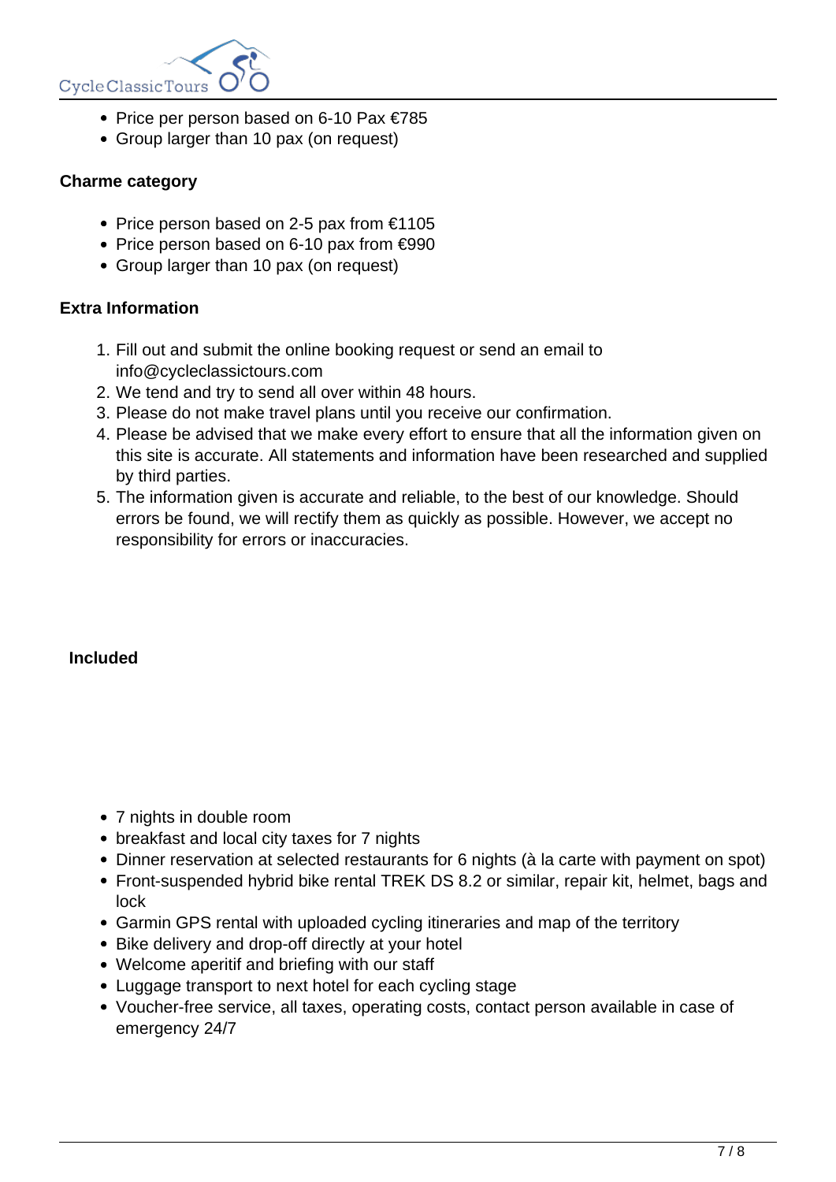- Price per person based on 6-10 Pax €785
- Group larger than 10 pax (on request)

**Charme category**

- Price person based on 2-5 pax from €1105
- Price person based on 6-10 pax from €990
- Group larger than 10 pax (on request)

**Extra Information**

1. Fill out and submit the online booking request or send an email to info@cycleclassictours.com
2. We tend and try to send all over within 48 hours.
3. Please do not make travel plans until you receive our confirmation.
4. Please be advised that we make every effort to ensure that all the information given on this site is accurate. All statements and information have been researched and supplied by third parties.
5. The information given is accurate and reliable, to the best of our knowledge. Should errors be found, we will rectify them as quickly as possible. However, we accept no responsibility for errors or inaccuracies.

**Included**

- 7 nights in double room
- breakfast and local city taxes for 7 nights
- Dinner reservation at selected restaurants for 6 nights (à la carte with payment on spot)
- Front-suspended hybrid bike rental TREK DS 8.2 or similar, repair kit, helmet, bags and lock
- Garmin GPS rental with uploaded cycling itineraries and map of the territory
- Bike delivery and drop-off directly at your hotel
- Welcome aperitif and briefing with our staff
- Luggage transport to next hotel for each cycling stage
- Voucher-free service, all taxes, operating costs, contact person available in case of emergency 24/7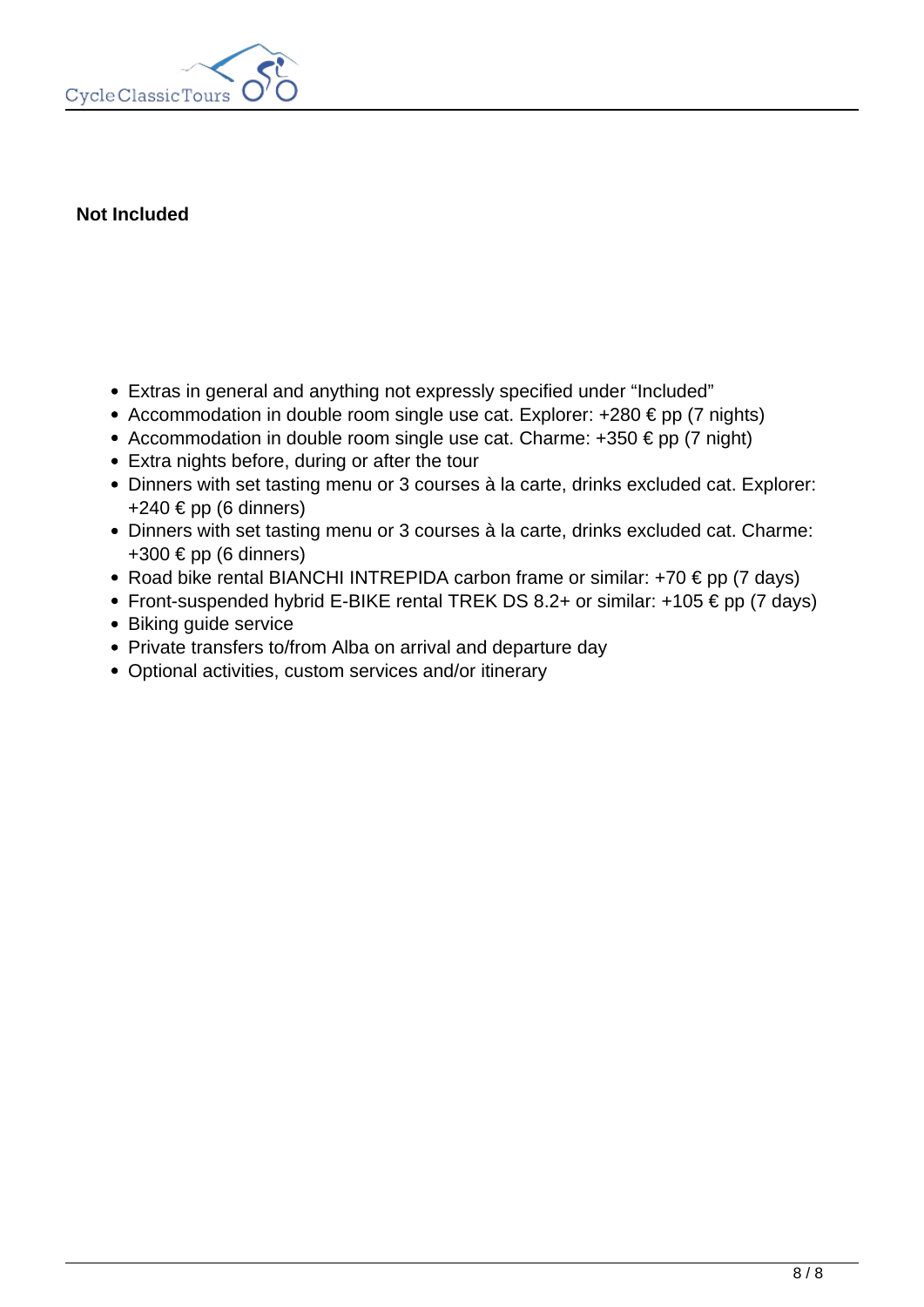**Not Included**

- Extras in general and anything not expressly specified under "Included"
- Accommodation in double room single use cat. Explorer: +280 € pp (7 nights)
- Accommodation in double room single use cat. Charme: +350 € pp (7 night)
- Extra nights before, during or after the tour
- Dinners with set tasting menu or 3 courses à la carte, drinks excluded cat. Explorer: +240 € pp (6 dinners)
- Dinners with set tasting menu or 3 courses à la carte, drinks excluded cat. Charme: +300 € pp (6 dinners)
- Road bike rental BIANCHI INTREPIDA carbon frame or similar: +70 € pp (7 days)
- Front-suspended hybrid E-BIKE rental TREK DS 8.2+ or similar: +105 € pp (7 days)
- Biking guide service
- Private transfers to/from Alba on arrival and departure day
- Optional activities, custom services and/or itinerary